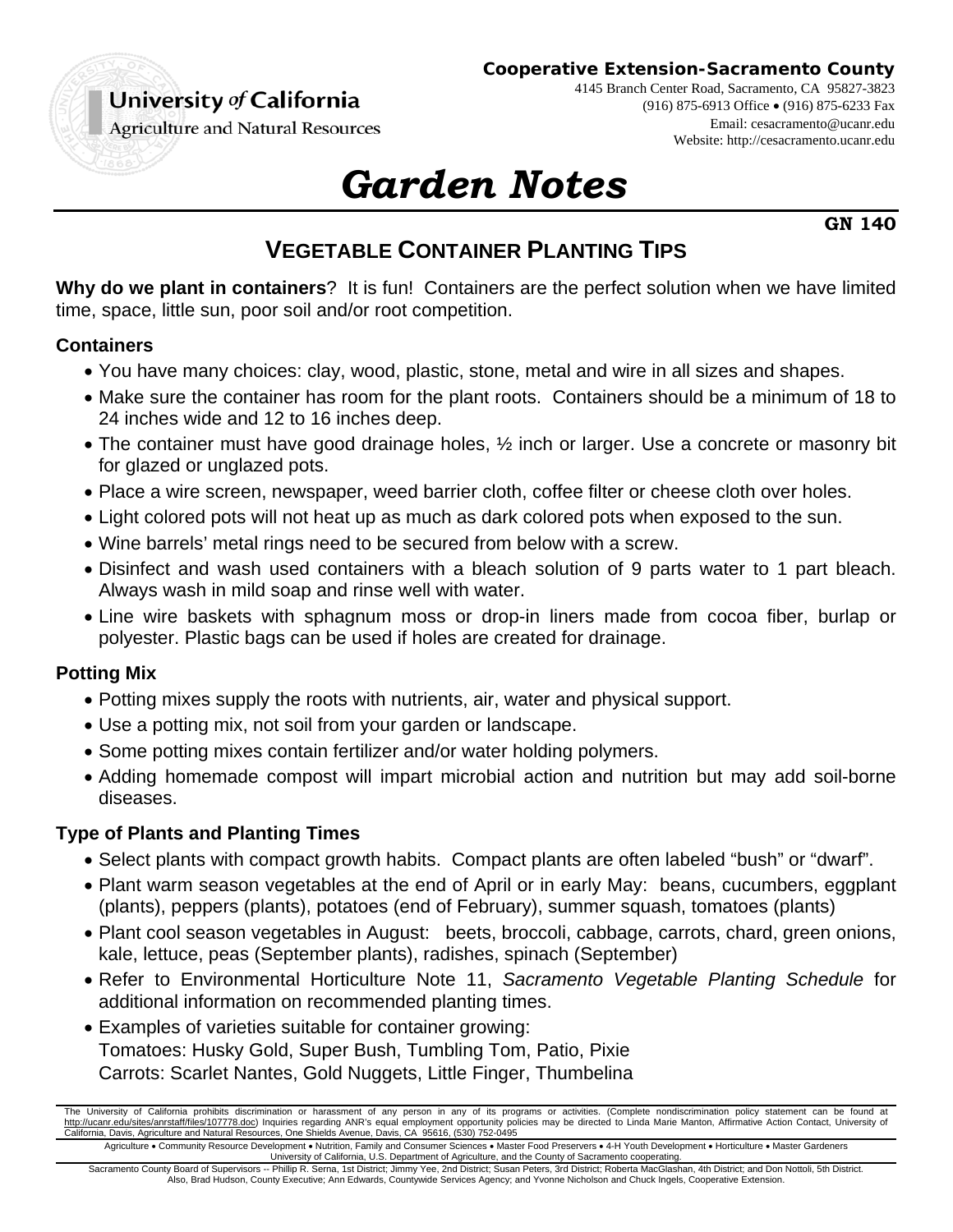**Cooperative Extension-Sacramento County**

4145 Branch Center Road, Sacramento, CA 95827-3823
(916) 875-6913 Office • (916) 875-6233 Fax
Email: cesacramento@ucanr.edu
Website: http://cesacramento.ucanr.edu

University *of* California
Agriculture and Natural Resources

# *Garden Notes*

**GN 140**

## VEGETABLE CONTAINER PLANTING TIPS

**Why do we plant in containers**? It is fun! Containers are the perfect solution when we have limited time, space, little sun, poor soil and/or root competition.

### Containers

- You have many choices: clay, wood, plastic, stone, metal and wire in all sizes and shapes.
- Make sure the container has room for the plant roots. Containers should be a minimum of 18 to 24 inches wide and 12 to 16 inches deep.
- The container must have good drainage holes, ½ inch or larger. Use a concrete or masonry bit for glazed or unglazed pots.
- Place a wire screen, newspaper, weed barrier cloth, coffee filter or cheese cloth over holes.
- Light colored pots will not heat up as much as dark colored pots when exposed to the sun.
- Wine barrels' metal rings need to be secured from below with a screw.
- Disinfect and wash used containers with a bleach solution of 9 parts water to 1 part bleach. Always wash in mild soap and rinse well with water.
- Line wire baskets with sphagnum moss or drop-in liners made from cocoa fiber, burlap or polyester. Plastic bags can be used if holes are created for drainage.

### Potting Mix

- Potting mixes supply the roots with nutrients, air, water and physical support.
- Use a potting mix, not soil from your garden or landscape.
- Some potting mixes contain fertilizer and/or water holding polymers.
- Adding homemade compost will impart microbial action and nutrition but may add soil-borne diseases.

### Type of Plants and Planting Times

- Select plants with compact growth habits. Compact plants are often labeled "bush" or "dwarf".
- Plant warm season vegetables at the end of April or in early May: beans, cucumbers, eggplant (plants), peppers (plants), potatoes (end of February), summer squash, tomatoes (plants)
- Plant cool season vegetables in August: beets, broccoli, cabbage, carrots, chard, green onions, kale, lettuce, peas (September plants), radishes, spinach (September)
- Refer to Environmental Horticulture Note 11, *Sacramento Vegetable Planting Schedule* for additional information on recommended planting times.
- Examples of varieties suitable for container growing:
  Tomatoes: Husky Gold, Super Bush, Tumbling Tom, Patio, Pixie
  Carrots: Scarlet Nantes, Gold Nuggets, Little Finger, Thumbelina

---

The University of California prohibits discrimination or harassment of any person in any of its programs or activities. (Complete nondiscrimination policy statement can be found at http://ucanr.edu/sites/anrstaff/files/107778.doc) Inquiries regarding ANR's equal employment opportunity policies may be directed to Linda Marie Manton, Affirmative Action Contact, University of California, Davis, Agriculture and Natural Resources, One Shields Avenue, Davis, CA 95616, (530) 752-0495

Agriculture • Community Resource Development • Nutrition, Family and Consumer Sciences • Master Food Preservers • 4-H Youth Development • Horticulture • Master Gardeners
University of California, U.S. Department of Agriculture, and the County of Sacramento cooperating.

Sacramento County Board of Supervisors -- Phillip R. Serna, 1st District; Jimmy Yee, 2nd District; Susan Peters, 3rd District; Roberta MacGlashan, 4th District; and Don Nottoli, 5th District.
Also, Brad Hudson, County Executive; Ann Edwards, Countywide Services Agency; and Yvonne Nicholson and Chuck Ingels, Cooperative Extension.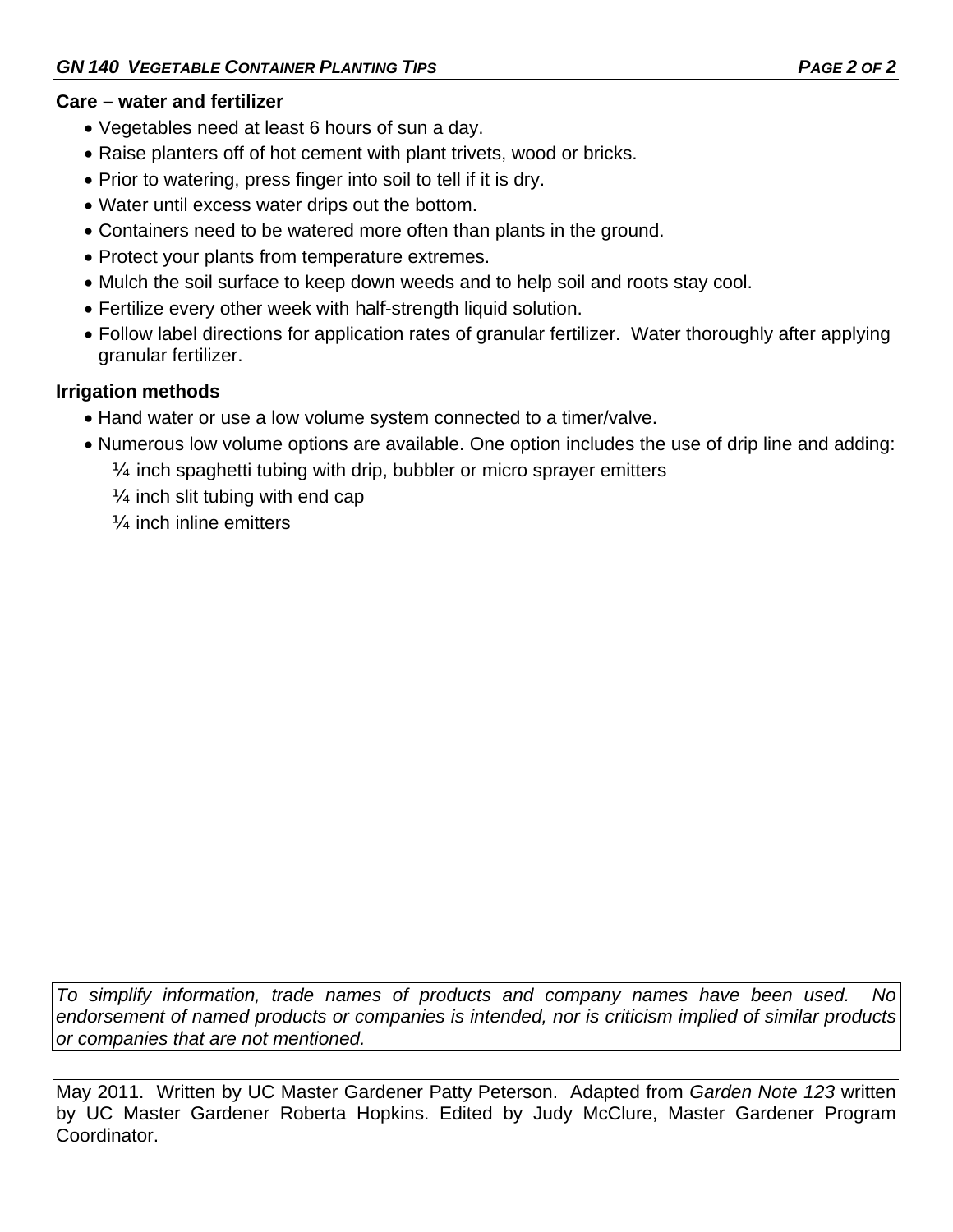**Care – water and fertilizer**

- Vegetables need at least 6 hours of sun a day.
- Raise planters off of hot cement with plant trivets, wood or bricks.
- Prior to watering, press finger into soil to tell if it is dry.
- Water until excess water drips out the bottom.
- Containers need to be watered more often than plants in the ground.
- Protect your plants from temperature extremes.
- Mulch the soil surface to keep down weeds and to help soil and roots stay cool.
- Fertilize every other week with half-strength liquid solution.
- Follow label directions for application rates of granular fertilizer. Water thoroughly after applying granular fertilizer.

**Irrigation methods**

- Hand water or use a low volume system connected to a timer/valve.
- Numerous low volume options are available. One option includes the use of drip line and adding:
  - ¼ inch spaghetti tubing with drip, bubbler or micro sprayer emitters
  - ¼ inch slit tubing with end cap
  - ¼ inch inline emitters

*To simplify information, trade names of products and company names have been used. No endorsement of named products or companies is intended, nor is criticism implied of similar products or companies that are not mentioned.*

May 2011. Written by UC Master Gardener Patty Peterson. Adapted from *Garden Note 123* written by UC Master Gardener Roberta Hopkins. Edited by Judy McClure, Master Gardener Program Coordinator.